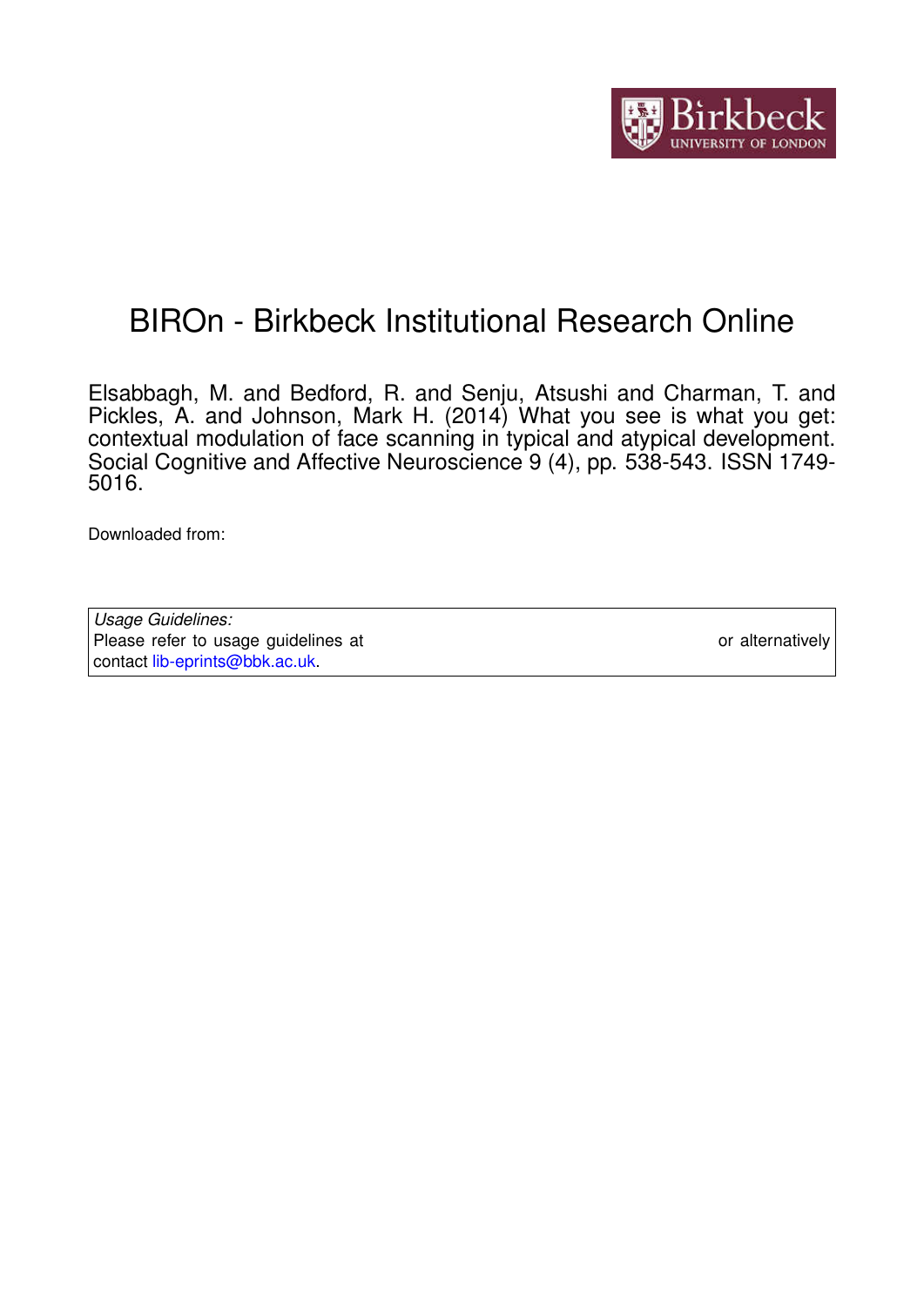# BIROn - Birkbeck Institutional Research Online

Elsabbagh, M. and Bedford, R. and Senju, Atsushi and Charman, T. and Pickles, A. and Johnson, Mark H. (2014) What you see is what you get: contextual modulation of face scanning in typical and atypical development. Social Cognitive and Affective Neuroscience 9 (4), pp. 538-543. ISSN 1749-5016.

Downloaded from:

*Usage Guidelines:*
Please refer to usage guidelines at or alternatively contact lib-eprints@bbk.ac.uk.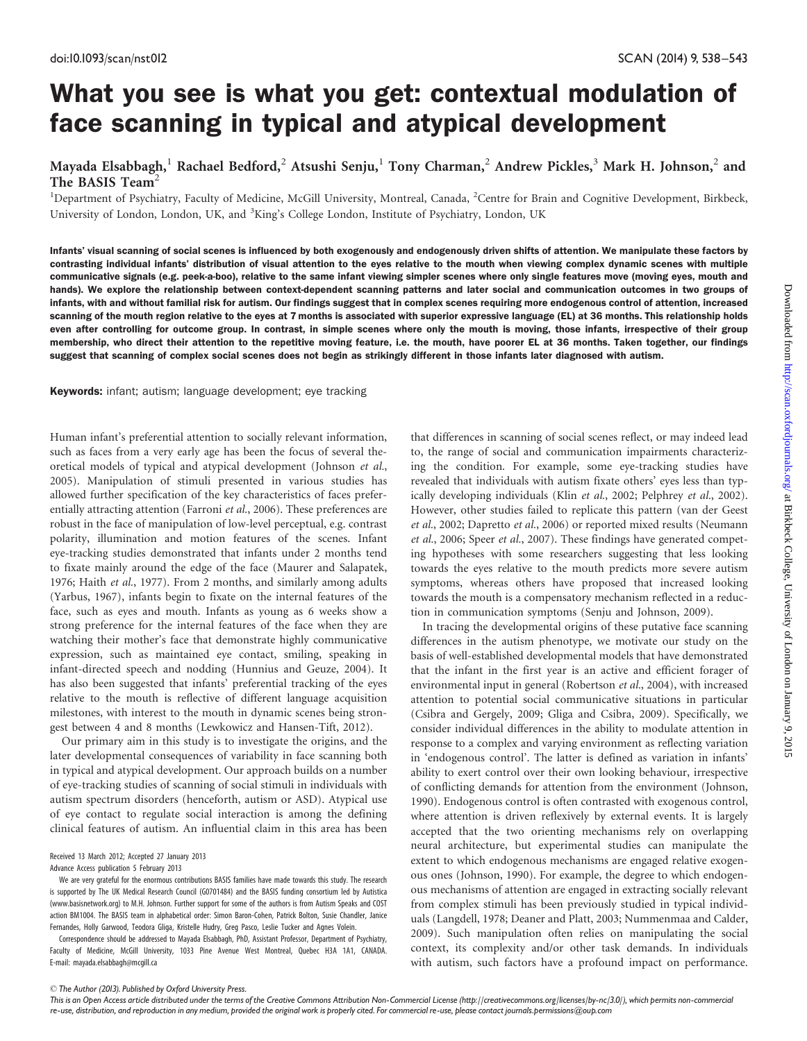# What you see is what you get: contextual modulation of face scanning in typical and atypical development

Mayada Elsabbagh,[1] Rachael Bedford,[2] Atsushi Senju,[1] Tony Charman,[2] Andrew Pickles,[3] Mark H. Johnson,[2] and The BASIS Team[2]

[1]Department of Psychiatry, Faculty of Medicine, McGill University, Montreal, Canada, [2]Centre for Brain and Cognitive Development, Birkbeck, University of London, London, UK, and [3]King's College London, Institute of Psychiatry, London, UK

**Infants' visual scanning of social scenes is influenced by both exogenously and endogenously driven shifts of attention. We manipulate these factors by contrasting individual infants' distribution of visual attention to the eyes relative to the mouth when viewing complex dynamic scenes with multiple communicative signals (e.g. peek-a-boo), relative to the same infant viewing simpler scenes where only single features move (moving eyes, mouth and hands). We explore the relationship between context-dependent scanning patterns and later social and communication outcomes in two groups of infants, with and without familial risk for autism. Our findings suggest that in complex scenes requiring more endogenous control of attention, increased scanning of the mouth region relative to the eyes at 7 months is associated with superior expressive language (EL) at 36 months. This relationship holds even after controlling for outcome group. In contrast, in simple scenes where only the mouth is moving, those infants, irrespective of their group membership, who direct their attention to the repetitive moving feature, i.e. the mouth, have poorer EL at 36 months. Taken together, our findings suggest that scanning of complex social scenes does not begin as strikingly different in those infants later diagnosed with autism.**

**Keywords:** infant; autism; language development; eye tracking

Human infant's preferential attention to socially relevant information, such as faces from a very early age has been the focus of several theoretical models of typical and atypical development (Johnson *et al.*, 2005). Manipulation of stimuli presented in various studies has allowed further specification of the key characteristics of faces preferentially attracting attention (Farroni *et al.*, 2006). These preferences are robust in the face of manipulation of low-level perceptual, e.g. contrast polarity, illumination and motion features of the scenes. Infant eye-tracking studies demonstrated that infants under 2 months tend to fixate mainly around the edge of the face (Maurer and Salapatek, 1976; Haith *et al.*, 1977). From 2 months, and similarly among adults (Yarbus, 1967), infants begin to fixate on the internal features of the face, such as eyes and mouth. Infants as young as 6 weeks show a strong preference for the internal features of the face when they are watching their mother's face that demonstrate highly communicative expression, such as maintained eye contact, smiling, speaking in infant-directed speech and nodding (Hunnius and Geuze, 2004). It has also been suggested that infants' preferential tracking of the eyes relative to the mouth is reflective of different language acquisition milestones, with interest to the mouth in dynamic scenes being strongest between 4 and 8 months (Lewkowicz and Hansen-Tift, 2012).

Our primary aim in this study is to investigate the origins, and the later developmental consequences of variability in face scanning both in typical and atypical development. Our approach builds on a number of eye-tracking studies of scanning of social stimuli in individuals with autism spectrum disorders (henceforth, autism or ASD). Atypical use of eye contact to regulate social interaction is among the defining clinical features of autism. An influential claim in this area has been that differences in scanning of social scenes reflect, or may indeed lead to, the range of social and communication impairments characterizing the condition. For example, some eye-tracking studies have revealed that individuals with autism fixate others' eyes less than typically developing individuals (Klin *et al.*, 2002; Pelphrey *et al.*, 2002). However, other studies failed to replicate this pattern (van der Geest *et al.*, 2002; Dapretto *et al.*, 2006) or reported mixed results (Neumann *et al.*, 2006; Speer *et al.*, 2007). These findings have generated competing hypotheses with some researchers suggesting that less looking towards the eyes relative to the mouth predicts more severe autism symptoms, whereas others have proposed that increased looking towards the mouth is a compensatory mechanism reflected in a reduction in communication symptoms (Senju and Johnson, 2009).

In tracing the developmental origins of these putative face scanning differences in the autism phenotype, we motivate our study on the basis of well-established developmental models that have demonstrated that the infant in the first year is an active and efficient forager of environmental input in general (Robertson *et al.*, 2004), with increased attention to potential social communicative situations in particular (Csibra and Gergely, 2009; Gliga and Csibra, 2009). Specifically, we consider individual differences in the ability to modulate attention in response to a complex and varying environment as reflecting variation in 'endogenous control'. The latter is defined as variation in infants' ability to exert control over their own looking behaviour, irrespective of conflicting demands for attention from the environment (Johnson, 1990). Endogenous control is often contrasted with exogenous control, where attention is driven reflexively by external events. It is largely accepted that the two orienting mechanisms rely on overlapping neural architecture, but experimental studies can manipulate the extent to which endogenous mechanisms are engaged relative exogenous ones (Johnson, 1990). For example, the degree to which endogenous mechanisms of attention are engaged in extracting socially relevant from complex stimuli has been previously studied in typical individuals (Langdell, 1978; Deaner and Platt, 2003; Nummenmaa and Calder, 2009). Such manipulation often relies on manipulating the social context, its complexity and/or other task demands. In individuals with autism, such factors have a profound impact on performance.

Received 13 March 2012; Accepted 27 January 2013

Advance Access publication 5 February 2013

We are very grateful for the enormous contributions BASIS families have made towards this study. The research is supported by The UK Medical Research Council (G0701484) and the BASIS funding consortium led by Autistica (www.basisnetwork.org) to M.H. Johnson. Further support for some of the authors is from Autism Speaks and COST action BM1004. The BASIS team in alphabetical order: Simon Baron-Cohen, Patrick Bolton, Susie Chandler, Janice Fernandes, Holly Garwood, Teodora Gliga, Kristelle Hudry, Greg Pasco, Leslie Tucker and Agnes Volein.

Correspondence should be addressed to Mayada Elsabbagh, PhD, Assistant Professor, Department of Psychiatry, Faculty of Medicine, McGill University, 1033 Pine Avenue West Montreal, Quebec H3A 1A1, CANADA. E-mail: mayada.elsabbagh@mcgill.ca

© The Author (2013). Published by Oxford University Press.

This is an Open Access article distributed under the terms of the Creative Commons Attribution Non-Commercial License (http://creativecommons.org/licenses/by-nc/3.0/), which permits non-commercial re-use, distribution, and reproduction in any medium, provided the original work is properly cited. For commercial re-use, please contact journals.permissions@oup.com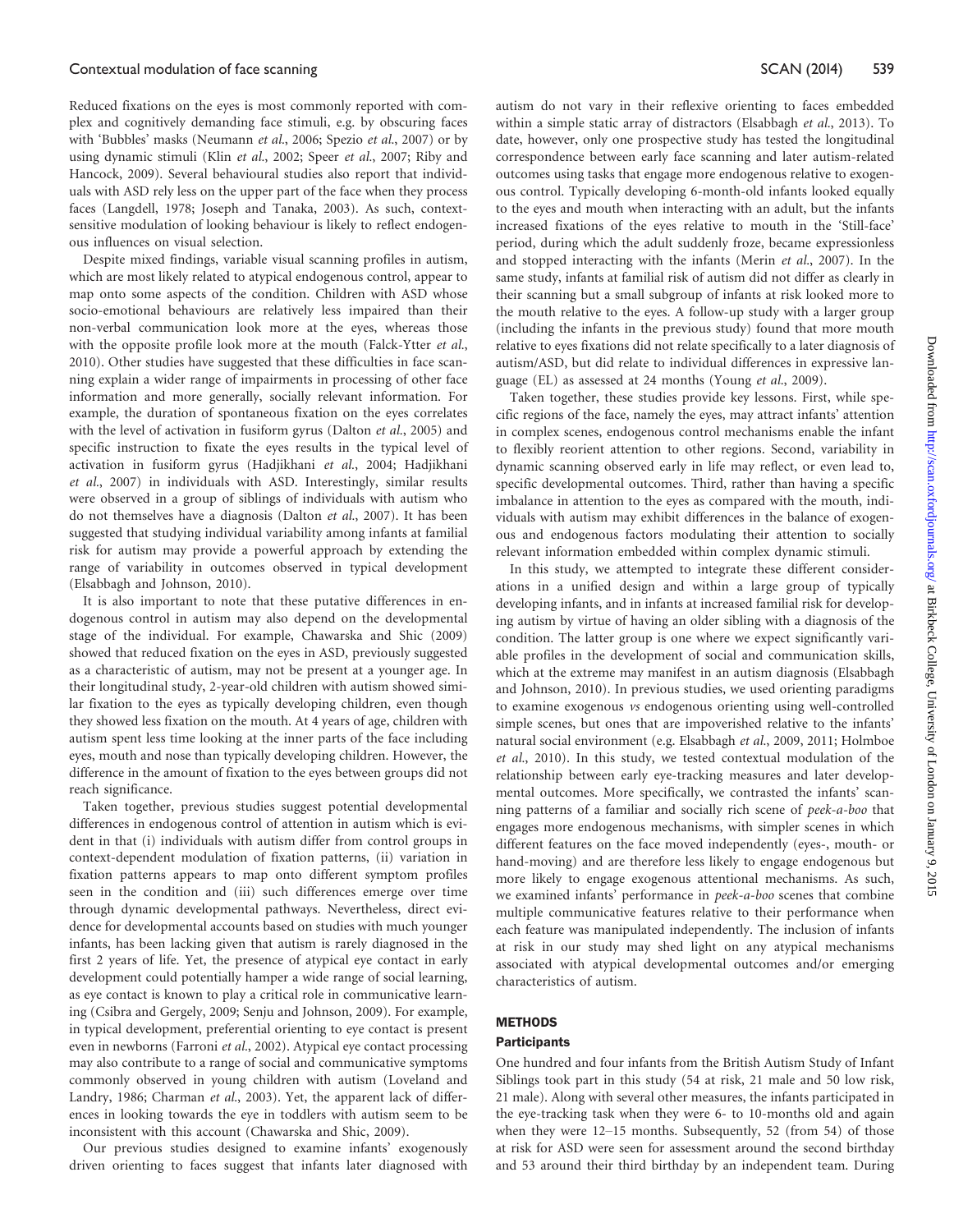Reduced fixations on the eyes is most commonly reported with complex and cognitively demanding face stimuli, e.g. by obscuring faces with 'Bubbles' masks (Neumann *et al.*, 2006; Spezio *et al.*, 2007) or by using dynamic stimuli (Klin *et al.*, 2002; Speer *et al.*, 2007; Riby and Hancock, 2009). Several behavioural studies also report that individuals with ASD rely less on the upper part of the face when they process faces (Langdell, 1978; Joseph and Tanaka, 2003). As such, context-sensitive modulation of looking behaviour is likely to reflect endogenous influences on visual selection.

Despite mixed findings, variable visual scanning profiles in autism, which are most likely related to atypical endogenous control, appear to map onto some aspects of the condition. Children with ASD whose socio-emotional behaviours are relatively less impaired than their non-verbal communication look more at the eyes, whereas those with the opposite profile look more at the mouth (Falck-Ytter *et al.*, 2010). Other studies have suggested that these difficulties in face scanning explain a wider range of impairments in processing of other face information and more generally, socially relevant information. For example, the duration of spontaneous fixation on the eyes correlates with the level of activation in fusiform gyrus (Dalton *et al.*, 2005) and specific instruction to fixate the eyes results in the typical level of activation in fusiform gyrus (Hadjikhani *et al.*, 2004; Hadjikhani *et al.*, 2007) in individuals with ASD. Interestingly, similar results were observed in a group of siblings of individuals with autism who do not themselves have a diagnosis (Dalton *et al.*, 2007). It has been suggested that studying individual variability among infants at familial risk for autism may provide a powerful approach by extending the range of variability in outcomes observed in typical development (Elsabbagh and Johnson, 2010).

It is also important to note that these putative differences in endogenous control in autism may also depend on the developmental stage of the individual. For example, Chawarska and Shic (2009) showed that reduced fixation on the eyes in ASD, previously suggested as a characteristic of autism, may not be present at a younger age. In their longitudinal study, 2-year-old children with autism showed similar fixation to the eyes as typically developing children, even though they showed less fixation on the mouth. At 4 years of age, children with autism spent less time looking at the inner parts of the face including eyes, mouth and nose than typically developing children. However, the difference in the amount of fixation to the eyes between groups did not reach significance.

Taken together, previous studies suggest potential developmental differences in endogenous control of attention in autism which is evident in that (i) individuals with autism differ from control groups in context-dependent modulation of fixation patterns, (ii) variation in fixation patterns appears to map onto different symptom profiles seen in the condition and (iii) such differences emerge over time through dynamic developmental pathways. Nevertheless, direct evidence for developmental accounts based on studies with much younger infants, has been lacking given that autism is rarely diagnosed in the first 2 years of life. Yet, the presence of atypical eye contact in early development could potentially hamper a wide range of social learning, as eye contact is known to play a critical role in communicative learning (Csibra and Gergely, 2009; Senju and Johnson, 2009). For example, in typical development, preferential orienting to eye contact is present even in newborns (Farroni *et al.*, 2002). Atypical eye contact processing may also contribute to a range of social and communicative symptoms commonly observed in young children with autism (Loveland and Landry, 1986; Charman *et al.*, 2003). Yet, the apparent lack of differences in looking towards the eye in toddlers with autism seem to be inconsistent with this account (Chawarska and Shic, 2009).

Our previous studies designed to examine infants' exogenously driven orienting to faces suggest that infants later diagnosed with autism do not vary in their reflexive orienting to faces embedded within a simple static array of distractors (Elsabbagh *et al.*, 2013). To date, however, only one prospective study has tested the longitudinal correspondence between early face scanning and later autism-related outcomes using tasks that engage more endogenous relative to exogenous control. Typically developing 6-month-old infants looked equally to the eyes and mouth when interacting with an adult, but the infants increased fixations of the eyes relative to mouth in the 'Still-face' period, during which the adult suddenly froze, became expressionless and stopped interacting with the infants (Merin *et al.*, 2007). In the same study, infants at familial risk of autism did not differ as clearly in their scanning but a small subgroup of infants at risk looked more to the mouth relative to the eyes. A follow-up study with a larger group (including the infants in the previous study) found that more mouth relative to eyes fixations did not relate specifically to a later diagnosis of autism/ASD, but did relate to individual differences in expressive language (EL) as assessed at 24 months (Young *et al.*, 2009).

Taken together, these studies provide key lessons. First, while specific regions of the face, namely the eyes, may attract infants' attention in complex scenes, endogenous control mechanisms enable the infant to flexibly reorient attention to other regions. Second, variability in dynamic scanning observed early in life may reflect, or even lead to, specific developmental outcomes. Third, rather than having a specific imbalance in attention to the eyes as compared with the mouth, individuals with autism may exhibit differences in the balance of exogenous and endogenous factors modulating their attention to socially relevant information embedded within complex dynamic stimuli.

In this study, we attempted to integrate these different considerations in a unified design and within a large group of typically developing infants, and in infants at increased familial risk for developing autism by virtue of having an older sibling with a diagnosis of the condition. The latter group is one where we expect significantly variable profiles in the development of social and communication skills, which at the extreme may manifest in an autism diagnosis (Elsabbagh and Johnson, 2010). In previous studies, we used orienting paradigms to examine exogenous *vs* endogenous orienting using well-controlled simple scenes, but ones that are impoverished relative to the infants' natural social environment (e.g. Elsabbagh *et al.*, 2009, 2011; Holmboe *et al.*, 2010). In this study, we tested contextual modulation of the relationship between early eye-tracking measures and later developmental outcomes. More specifically, we contrasted the infants' scanning patterns of a familiar and socially rich scene of *peek-a-boo* that engages more endogenous mechanisms, with simpler scenes in which different features on the face moved independently (eyes-, mouth- or hand-moving) and are therefore less likely to engage endogenous but more likely to engage exogenous attentional mechanisms. As such, we examined infants' performance in *peek-a-boo* scenes that combine multiple communicative features relative to their performance when each feature was manipulated independently. The inclusion of infants at risk in our study may shed light on any atypical mechanisms associated with atypical developmental outcomes and/or emerging characteristics of autism.

## METHODS

### Participants

One hundred and four infants from the British Autism Study of Infant Siblings took part in this study (54 at risk, 21 male and 50 low risk, 21 male). Along with several other measures, the infants participated in the eye-tracking task when they were 6- to 10-months old and again when they were 12–15 months. Subsequently, 52 (from 54) of those at risk for ASD were seen for assessment around the second birthday and 53 around their third birthday by an independent team. During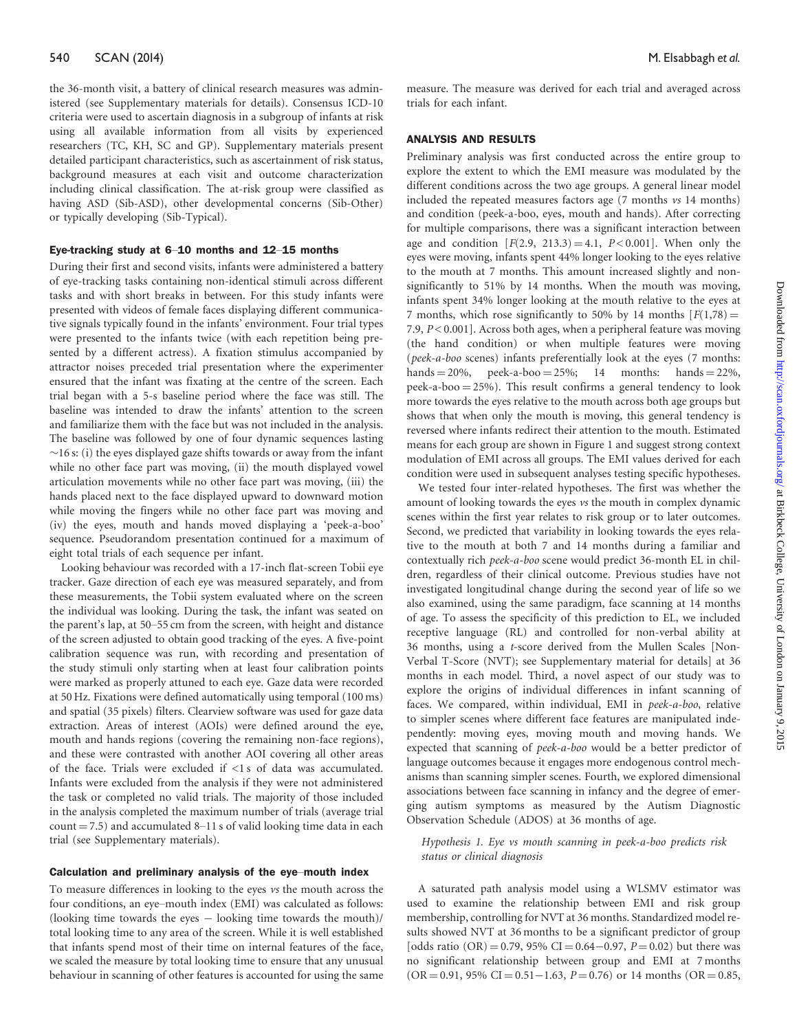the 36-month visit, a battery of clinical research measures was administered (see Supplementary materials for details). Consensus ICD-10 criteria were used to ascertain diagnosis in a subgroup of infants at risk using all available information from all visits by experienced researchers (TC, KH, SC and GP). Supplementary materials present detailed participant characteristics, such as ascertainment of risk status, background measures at each visit and outcome characterization including clinical classification. The at-risk group were classified as having ASD (Sib-ASD), other developmental concerns (Sib-Other) or typically developing (Sib-Typical).

### Eye-tracking study at 6–10 months and 12–15 months

During their first and second visits, infants were administered a battery of eye-tracking tasks containing non-identical stimuli across different tasks and with short breaks in between. For this study infants were presented with videos of female faces displaying different communicative signals typically found in the infants' environment. Four trial types were presented to the infants twice (with each repetition being presented by a different actress). A fixation stimulus accompanied by attractor noises preceded trial presentation where the experimenter ensured that the infant was fixating at the centre of the screen. Each trial began with a 5-s baseline period where the face was still. The baseline was intended to draw the infants' attention to the screen and familiarize them with the face but was not included in the analysis. The baseline was followed by one of four dynamic sequences lasting ~16 s: (i) the eyes displayed gaze shifts towards or away from the infant while no other face part was moving, (ii) the mouth displayed vowel articulation movements while no other face part was moving, (iii) the hands placed next to the face displayed upward to downward motion while moving the fingers while no other face part was moving and (iv) the eyes, mouth and hands moved displaying a 'peek-a-boo' sequence. Pseudorandom presentation continued for a maximum of eight total trials of each sequence per infant.

Looking behaviour was recorded with a 17-inch flat-screen Tobii eye tracker. Gaze direction of each eye was measured separately, and from these measurements, the Tobii system evaluated where on the screen the individual was looking. During the task, the infant was seated on the parent's lap, at 50–55 cm from the screen, with height and distance of the screen adjusted to obtain good tracking of the eyes. A five-point calibration sequence was run, with recording and presentation of the study stimuli only starting when at least four calibration points were marked as properly attuned to each eye. Gaze data were recorded at 50 Hz. Fixations were defined automatically using temporal (100 ms) and spatial (35 pixels) filters. Clearview software was used for gaze data extraction. Areas of interest (AOIs) were defined around the eye, mouth and hands regions (covering the remaining non-face regions), and these were contrasted with another AOI covering all other areas of the face. Trials were excluded if <1 s of data was accumulated. Infants were excluded from the analysis if they were not administered the task or completed no valid trials. The majority of those included in the analysis completed the maximum number of trials (average trial count = 7.5) and accumulated 8–11 s of valid looking time data in each trial (see Supplementary materials).

### Calculation and preliminary analysis of the eye–mouth index

To measure differences in looking to the eyes *vs* the mouth across the four conditions, an eye–mouth index (EMI) was calculated as follows: (looking time towards the eyes − looking time towards the mouth)/ total looking time to any area of the screen. While it is well established that infants spend most of their time on internal features of the face, we scaled the measure by total looking time to ensure that any unusual behaviour in scanning of other features is accounted for using the same measure. The measure was derived for each trial and averaged across trials for each infant.

## ANALYSIS AND RESULTS

Preliminary analysis was first conducted across the entire group to explore the extent to which the EMI measure was modulated by the different conditions across the two age groups. A general linear model included the repeated measures factors age (7 months *vs* 14 months) and condition (peek-a-boo, eyes, mouth and hands). After correcting for multiple comparisons, there was a significant interaction between age and condition [$F(2.9,\ 213.3) = 4.1$, $P < 0.001$]. When only the eyes were moving, infants spent 44% longer looking to the eyes relative to the mouth at 7 months. This amount increased slightly and non-significantly to 51% by 14 months. When the mouth was moving, infants spent 34% longer looking at the mouth relative to the eyes at 7 months, which rose significantly to 50% by 14 months [$F(1,78) = 7.9$, $P < 0.001$]. Across both ages, when a peripheral feature was moving (the hand condition) or when multiple features were moving (*peek-a-boo* scenes) infants preferentially look at the eyes (7 months: hands = 20%, peek-a-boo = 25%; 14 months: hands = 22%, peek-a-boo = 25%). This result confirms a general tendency to look more towards the eyes relative to the mouth across both age groups but shows that when only the mouth is moving, this general tendency is reversed where infants redirect their attention to the mouth. Estimated means for each group are shown in Figure 1 and suggest strong context modulation of EMI across all groups. The EMI values derived for each condition were used in subsequent analyses testing specific hypotheses.

We tested four inter-related hypotheses. The first was whether the amount of looking towards the eyes *vs* the mouth in complex dynamic scenes within the first year relates to risk group or to later outcomes. Second, we predicted that variability in looking towards the eyes relative to the mouth at both 7 and 14 months during a familiar and contextually rich *peek-a-boo* scene would predict 36-month EL in children, regardless of their clinical outcome. Previous studies have not investigated longitudinal change during the second year of life so we also examined, using the same paradigm, face scanning at 14 months of age. To assess the specificity of this prediction to EL, we included receptive language (RL) and controlled for non-verbal ability at 36 months, using a *t*-score derived from the Mullen Scales [Non-Verbal T-Score (NVT); see Supplementary material for details] at 36 months in each model. Third, a novel aspect of our study was to explore the origins of individual differences in infant scanning of faces. We compared, within individual, EMI in *peek-a-boo*, relative to simpler scenes where different face features are manipulated independently: moving eyes, moving mouth and moving hands. We expected that scanning of *peek-a-boo* would be a better predictor of language outcomes because it engages more endogenous control mechanisms than scanning simpler scenes. Fourth, we explored dimensional associations between face scanning in infancy and the degree of emerging autism symptoms as measured by the Autism Diagnostic Observation Schedule (ADOS) at 36 months of age.

*Hypothesis 1. Eye vs mouth scanning in peek-a-boo predicts risk status or clinical diagnosis*

A saturated path analysis model using a WLSMV estimator was used to examine the relationship between EMI and risk group membership, controlling for NVT at 36 months. Standardized model results showed NVT at 36 months to be a significant predictor of group [odds ratio (OR) = 0.79, 95% CI = 0.64−0.97, $P = 0.02$) but there was no significant relationship between group and EMI at 7 months (OR = 0.91, 95% CI = 0.51−1.63, $P = 0.76$) or 14 months (OR = 0.85,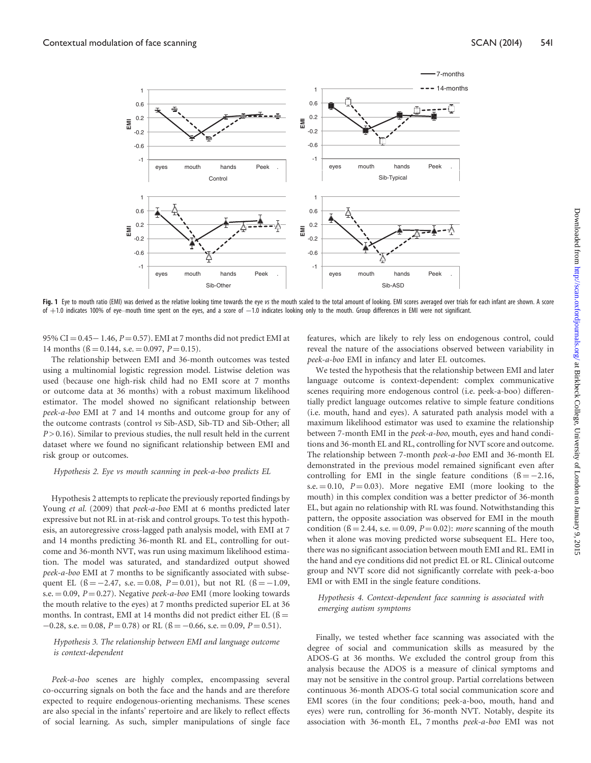Fig. 1 Eye to mouth ratio (EMI) was derived as the relative looking time towards the eye *vs* the mouth scaled to the total amount of looking. EMI scores averaged over trials for each infant are shown. A score of +1.0 indicates 100% of eye–mouth time spent on the eyes, and a score of −1.0 indicates looking only to the mouth. Group differences in EMI were not significant.

95% CI = 0.45− 1.46, $P = 0.57$). EMI at 7 months did not predict EMI at 14 months (ß = 0.144, s.e. = 0.097, $P = 0.15$).

The relationship between EMI and 36-month outcomes was tested using a multinomial logistic regression model. Listwise deletion was used (because one high-risk child had no EMI score at 7 months or outcome data at 36 months) with a robust maximum likelihood estimator. The model showed no significant relationship between *peek-a-boo* EMI at 7 and 14 months and outcome group for any of the outcome contrasts (control *vs* Sib-ASD, Sib-TD and Sib-Other; all $P > 0.16$). Similar to previous studies, the null result held in the current dataset where we found no significant relationship between EMI and risk group or outcomes.

*Hypothesis 2. Eye vs mouth scanning in peek-a-boo predicts EL*

Hypothesis 2 attempts to replicate the previously reported findings by Young *et al.* (2009) that *peek-a-boo* EMI at 6 months predicted later expressive but not RL in at-risk and control groups. To test this hypothesis, an autoregressive cross-lagged path analysis model, with EMI at 7 and 14 months predicting 36-month RL and EL, controlling for outcome and 36-month NVT, was run using maximum likelihood estimation. The model was saturated, and standardized output showed *peek-a-boo* EMI at 7 months to be significantly associated with subsequent EL (ß = −2.47, s.e. = 0.08, $P = 0.01$), but not RL (ß = −1.09, s.e. = 0.09, $P = 0.27$). Negative *peek-a-boo* EMI (more looking towards the mouth relative to the eyes) at 7 months predicted superior EL at 36 months. In contrast, EMI at 14 months did not predict either EL (ß = −0.28, s.e. = 0.08, $P = 0.78$) or RL (ß = −0.66, s.e. = 0.09, $P = 0.51$).

*Hypothesis 3. The relationship between EMI and language outcome is context-dependent*

*Peek-a-boo* scenes are highly complex, encompassing several co-occurring signals on both the face and the hands and are therefore expected to require endogenous-orienting mechanisms. These scenes are also special in the infants' repertoire and are likely to reflect effects of social learning. As such, simpler manipulations of single face features, which are likely to rely less on endogenous control, could reveal the nature of the associations observed between variability in *peek-a-boo* EMI in infancy and later EL outcomes.

We tested the hypothesis that the relationship between EMI and later language outcome is context-dependent: complex communicative scenes requiring more endogenous control (i.e. peek-a-boo) differentially predict language outcomes relative to simple feature conditions (i.e. mouth, hand and eyes). A saturated path analysis model with a maximum likelihood estimator was used to examine the relationship between 7-month EMI in the *peek-a-boo*, mouth, eyes and hand conditions and 36-month EL and RL, controlling for NVT score and outcome. The relationship between 7-month *peek-a-boo* EMI and 36-month EL demonstrated in the previous model remained significant even after controlling for EMI in the single feature conditions (ß = −2.16, s.e. = 0.10, $P = 0.03$). More negative EMI (more looking to the mouth) in this complex condition was a better predictor of 36-month EL, but again no relationship with RL was found. Notwithstanding this pattern, the opposite association was observed for EMI in the mouth condition (ß = 2.44, s.e. = 0.09, $P = 0.02$): *more* scanning of the mouth when it alone was moving predicted worse subsequent EL. Here too, there was no significant association between mouth EMI and RL. EMI in the hand and eye conditions did not predict EL or RL. Clinical outcome group and NVT score did not significantly correlate with peek-a-boo EMI or with EMI in the single feature conditions.

*Hypothesis 4. Context-dependent face scanning is associated with emerging autism symptoms*

Finally, we tested whether face scanning was associated with the degree of social and communication skills as measured by the ADOS-G at 36 months. We excluded the control group from this analysis because the ADOS is a measure of clinical symptoms and may not be sensitive in the control group. Partial correlations between continuous 36-month ADOS-G total social communication score and EMI scores (in the four conditions; peek-a-boo, mouth, hand and eyes) were run, controlling for 36-month NVT. Notably, despite its association with 36-month EL, 7 months *peek-a-boo* EMI was not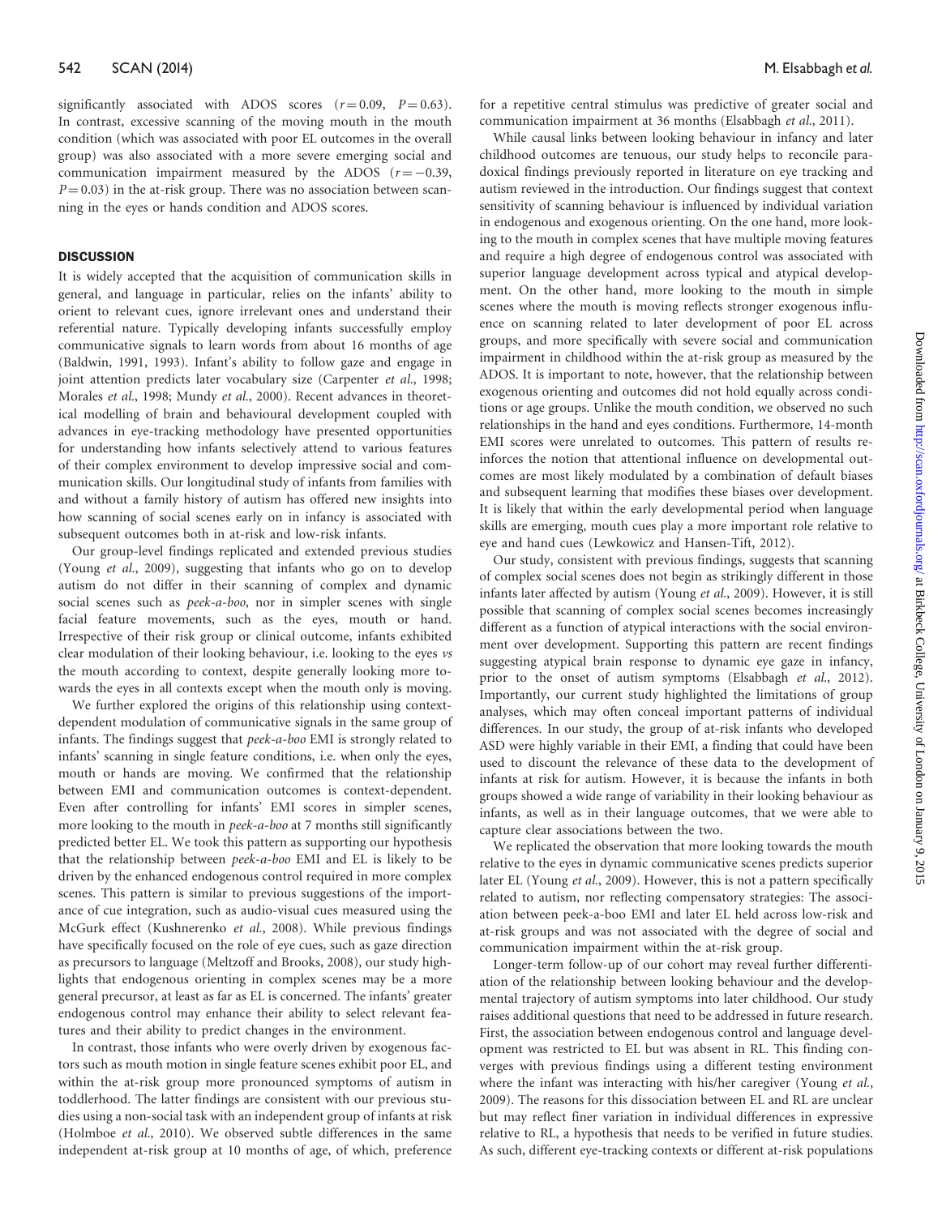significantly associated with ADOS scores ($r = 0.09$, $P = 0.63$). In contrast, excessive scanning of the moving mouth in the mouth condition (which was associated with poor EL outcomes in the overall group) was also associated with a more severe emerging social and communication impairment measured by the ADOS ($r = -0.39$, $P = 0.03$) in the at-risk group. There was no association between scanning in the eyes or hands condition and ADOS scores.

## DISCUSSION

It is widely accepted that the acquisition of communication skills in general, and language in particular, relies on the infants' ability to orient to relevant cues, ignore irrelevant ones and understand their referential nature. Typically developing infants successfully employ communicative signals to learn words from about 16 months of age (Baldwin, 1991, 1993). Infant's ability to follow gaze and engage in joint attention predicts later vocabulary size (Carpenter *et al.*, 1998; Morales *et al.*, 1998; Mundy *et al.*, 2000). Recent advances in theoretical modelling of brain and behavioural development coupled with advances in eye-tracking methodology have presented opportunities for understanding how infants selectively attend to various features of their complex environment to develop impressive social and communication skills. Our longitudinal study of infants from families with and without a family history of autism has offered new insights into how scanning of social scenes early on in infancy is associated with subsequent outcomes both in at-risk and low-risk infants.

Our group-level findings replicated and extended previous studies (Young *et al.*, 2009), suggesting that infants who go on to develop autism do not differ in their scanning of complex and dynamic social scenes such as *peek-a-boo*, nor in simpler scenes with single facial feature movements, such as the eyes, mouth or hand. Irrespective of their risk group or clinical outcome, infants exhibited clear modulation of their looking behaviour, i.e. looking to the eyes *vs* the mouth according to context, despite generally looking more towards the eyes in all contexts except when the mouth only is moving.

We further explored the origins of this relationship using context-dependent modulation of communicative signals in the same group of infants. The findings suggest that *peek-a-boo* EMI is strongly related to infants' scanning in single feature conditions, i.e. when only the eyes, mouth or hands are moving. We confirmed that the relationship between EMI and communication outcomes is context-dependent. Even after controlling for infants' EMI scores in simpler scenes, more looking to the mouth in *peek-a-boo* at 7 months still significantly predicted better EL. We took this pattern as supporting our hypothesis that the relationship between *peek-a-boo* EMI and EL is likely to be driven by the enhanced endogenous control required in more complex scenes. This pattern is similar to previous suggestions of the importance of cue integration, such as audio-visual cues measured using the McGurk effect (Kushnerenko *et al.*, 2008). While previous findings have specifically focused on the role of eye cues, such as gaze direction as precursors to language (Meltzoff and Brooks, 2008), our study highlights that endogenous orienting in complex scenes may be a more general precursor, at least as far as EL is concerned. The infants' greater endogenous control may enhance their ability to select relevant features and their ability to predict changes in the environment.

In contrast, those infants who were overly driven by exogenous factors such as mouth motion in single feature scenes exhibit poor EL, and within the at-risk group more pronounced symptoms of autism in toddlerhood. The latter findings are consistent with our previous studies using a non-social task with an independent group of infants at risk (Holmboe *et al.*, 2010). We observed subtle differences in the same independent at-risk group at 10 months of age, of which, preference for a repetitive central stimulus was predictive of greater social and communication impairment at 36 months (Elsabbagh *et al.*, 2011).

While causal links between looking behaviour in infancy and later childhood outcomes are tenuous, our study helps to reconcile paradoxical findings previously reported in literature on eye tracking and autism reviewed in the introduction. Our findings suggest that context sensitivity of scanning behaviour is influenced by individual variation in endogenous and exogenous orienting. On the one hand, more looking to the mouth in complex scenes that have multiple moving features and require a high degree of endogenous control was associated with superior language development across typical and atypical development. On the other hand, more looking to the mouth in simple scenes where the mouth is moving reflects stronger exogenous influence on scanning related to later development of poor EL across groups, and more specifically with severe social and communication impairment in childhood within the at-risk group as measured by the ADOS. It is important to note, however, that the relationship between exogenous orienting and outcomes did not hold equally across conditions or age groups. Unlike the mouth condition, we observed no such relationships in the hand and eyes conditions. Furthermore, 14-month EMI scores were unrelated to outcomes. This pattern of results reinforces the notion that attentional influence on developmental outcomes are most likely modulated by a combination of default biases and subsequent learning that modifies these biases over development. It is likely that within the early developmental period when language skills are emerging, mouth cues play a more important role relative to eye and hand cues (Lewkowicz and Hansen-Tift, 2012).

Our study, consistent with previous findings, suggests that scanning of complex social scenes does not begin as strikingly different in those infants later affected by autism (Young *et al.*, 2009). However, it is still possible that scanning of complex social scenes becomes increasingly different as a function of atypical interactions with the social environment over development. Supporting this pattern are recent findings suggesting atypical brain response to dynamic eye gaze in infancy, prior to the onset of autism symptoms (Elsabbagh *et al.*, 2012). Importantly, our current study highlighted the limitations of group analyses, which may often conceal important patterns of individual differences. In our study, the group of at-risk infants who developed ASD were highly variable in their EMI, a finding that could have been used to discount the relevance of these data to the development of infants at risk for autism. However, it is because the infants in both groups showed a wide range of variability in their looking behaviour as infants, as well as in their language outcomes, that we were able to capture clear associations between the two.

We replicated the observation that more looking towards the mouth relative to the eyes in dynamic communicative scenes predicts superior later EL (Young *et al.*, 2009). However, this is not a pattern specifically related to autism, nor reflecting compensatory strategies: The association between peek-a-boo EMI and later EL held across low-risk and at-risk groups and was not associated with the degree of social and communication impairment within the at-risk group.

Longer-term follow-up of our cohort may reveal further differentiation of the relationship between looking behaviour and the developmental trajectory of autism symptoms into later childhood. Our study raises additional questions that need to be addressed in future research. First, the association between endogenous control and language development was restricted to EL but was absent in RL. This finding converges with previous findings using a different testing environment where the infant was interacting with his/her caregiver (Young *et al.*, 2009). The reasons for this dissociation between EL and RL are unclear but may reflect finer variation in individual differences in expressive relative to RL, a hypothesis that needs to be verified in future studies. As such, different eye-tracking contexts or different at-risk populations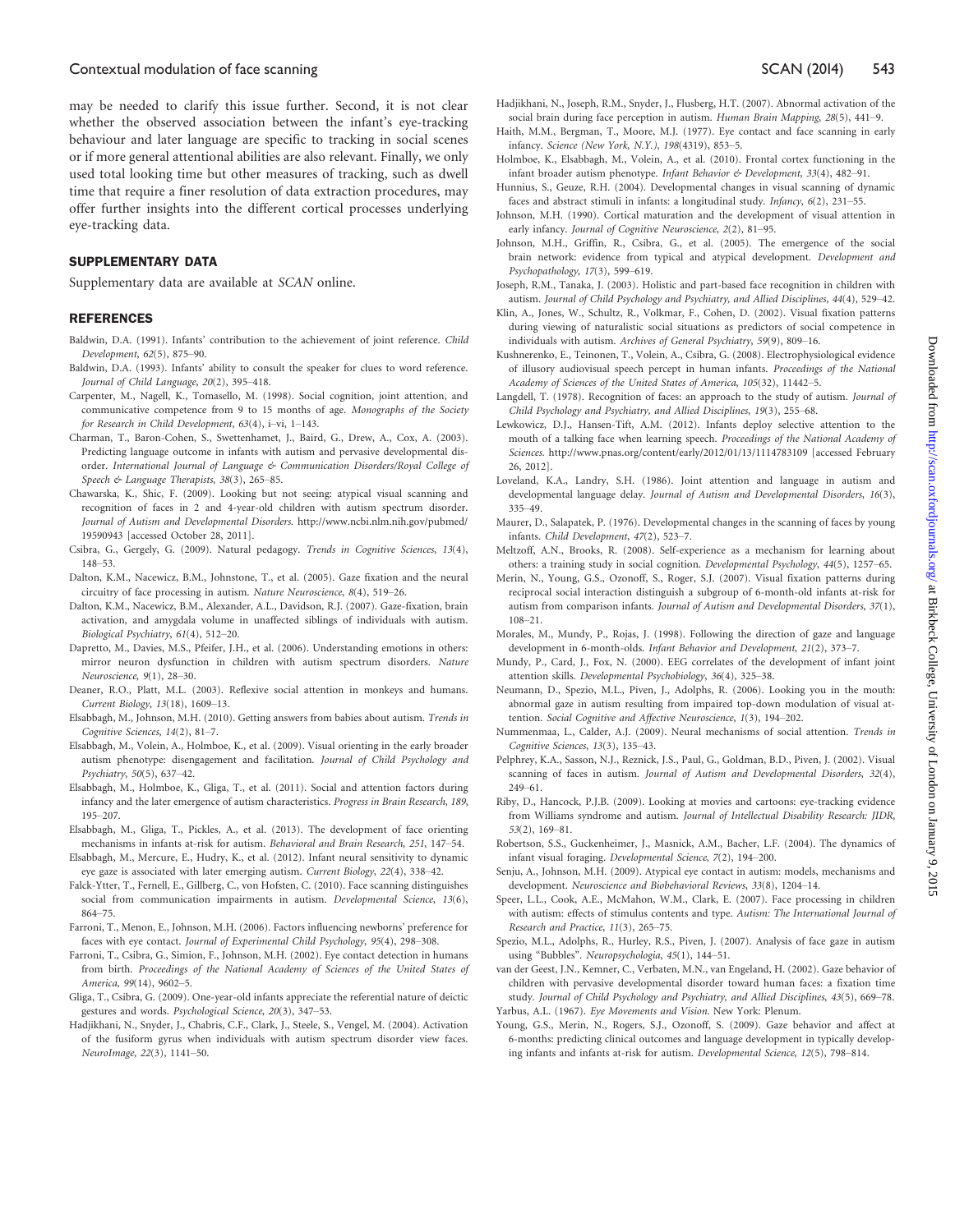may be needed to clarify this issue further. Second, it is not clear whether the observed association between the infant's eye-tracking behaviour and later language are specific to tracking in social scenes or if more general attentional abilities are also relevant. Finally, we only used total looking time but other measures of tracking, such as dwell time that require a finer resolution of data extraction procedures, may offer further insights into the different cortical processes underlying eye-tracking data.

## SUPPLEMENTARY DATA

Supplementary data are available at *SCAN* online.

## REFERENCES

Baldwin, D.A. (1991). Infants' contribution to the achievement of joint reference. *Child Development*, *62*(5), 875–90.

Baldwin, D.A. (1993). Infants' ability to consult the speaker for clues to word reference. *Journal of Child Language*, *20*(2), 395–418.

Carpenter, M., Nagell, K., Tomasello, M. (1998). Social cognition, joint attention, and communicative competence from 9 to 15 months of age. *Monographs of the Society for Research in Child Development*, *63*(4), i–vi, 1–143.

Charman, T., Baron-Cohen, S., Swettenhamet, J., Baird, G., Drew, A., Cox, A. (2003). Predicting language outcome in infants with autism and pervasive developmental disorder. *International Journal of Language & Communication Disorders/Royal College of Speech & Language Therapists*, *38*(3), 265–85.

Chawarska, K., Shic, F. (2009). Looking but not seeing: atypical visual scanning and recognition of faces in 2 and 4-year-old children with autism spectrum disorder. *Journal of Autism and Developmental Disorders*. http://www.ncbi.nlm.nih.gov/pubmed/19590943 [accessed October 28, 2011].

Csibra, G., Gergely, G. (2009). Natural pedagogy. *Trends in Cognitive Sciences*, *13*(4), 148–53.

Dalton, K.M., Nacewicz, B.M., Johnstone, T., et al. (2005). Gaze fixation and the neural circuitry of face processing in autism. *Nature Neuroscience*, *8*(4), 519–26.

Dalton, K.M., Nacewicz, B.M., Alexander, A.L., Davidson, R.J. (2007). Gaze-fixation, brain activation, and amygdala volume in unaffected siblings of individuals with autism. *Biological Psychiatry*, *61*(4), 512–20.

Dapretto, M., Davies, M.S., Pfeifer, J.H., et al. (2006). Understanding emotions in others: mirror neuron dysfunction in children with autism spectrum disorders. *Nature Neuroscience*, *9*(1), 28–30.

Deaner, R.O., Platt, M.L. (2003). Reflexive social attention in monkeys and humans. *Current Biology*, *13*(18), 1609–13.

Elsabbagh, M., Johnson, M.H. (2010). Getting answers from babies about autism. *Trends in Cognitive Sciences*, *14*(2), 81–7.

Elsabbagh, M., Volein, A., Holmboe, K., et al. (2009). Visual orienting in the early broader autism phenotype: disengagement and facilitation. *Journal of Child Psychology and Psychiatry*, *50*(5), 637–42.

Elsabbagh, M., Holmboe, K., Gliga, T., et al. (2011). Social and attention factors during infancy and the later emergence of autism characteristics. *Progress in Brain Research*, *189*, 195–207.

Elsabbagh, M., Gliga, T., Pickles, A., et al. (2013). The development of face orienting mechanisms in infants at-risk for autism. *Behavioral and Brain Research*, *251*, 147–54.

Elsabbagh, M., Mercure, E., Hudry, K., et al. (2012). Infant neural sensitivity to dynamic eye gaze is associated with later emerging autism. *Current Biology*, *22*(4), 338–42.

Falck-Ytter, T., Fernell, E., Gillberg, C., von Hofsten, C. (2010). Face scanning distinguishes social from communication impairments in autism. *Developmental Science*, *13*(6), 864–75.

Farroni, T., Menon, E., Johnson, M.H. (2006). Factors influencing newborns' preference for faces with eye contact. *Journal of Experimental Child Psychology*, *95*(4), 298–308.

Farroni, T., Csibra, G., Simion, F., Johnson, M.H. (2002). Eye contact detection in humans from birth. *Proceedings of the National Academy of Sciences of the United States of America*, *99*(14), 9602–5.

Gliga, T., Csibra, G. (2009). One-year-old infants appreciate the referential nature of deictic gestures and words. *Psychological Science*, *20*(3), 347–53.

Hadjikhani, N., Snyder, J., Chabris, C.F., Clark, J., Steele, S., Vengel, M. (2004). Activation of the fusiform gyrus when individuals with autism spectrum disorder view faces. *NeuroImage*, *22*(3), 1141–50.

Hadjikhani, N., Joseph, R.M., Snyder, J., Flusberg, H.T. (2007). Abnormal activation of the social brain during face perception in autism. *Human Brain Mapping*, *28*(5), 441–9.

Haith, M.M., Bergman, T., Moore, M.J. (1977). Eye contact and face scanning in early infancy. *Science (New York, N.Y.)*, *198*(4319), 853–5.

Holmboe, K., Elsabbagh, M., Volein, A., et al. (2010). Frontal cortex functioning in the infant broader autism phenotype. *Infant Behavior & Development*, *33*(4), 482–91.

Hunnius, S., Geuze, R.H. (2004). Developmental changes in visual scanning of dynamic faces and abstract stimuli in infants: a longitudinal study. *Infancy*, *6*(2), 231–55.

Johnson, M.H. (1990). Cortical maturation and the development of visual attention in early infancy. *Journal of Cognitive Neuroscience*, *2*(2), 81–95.

Johnson, M.H., Griffin, R., Csibra, G., et al. (2005). The emergence of the social brain network: evidence from typical and atypical development. *Development and Psychopathology*, *17*(3), 599–619.

Joseph, R.M., Tanaka, J. (2003). Holistic and part-based face recognition in children with autism. *Journal of Child Psychology and Psychiatry, and Allied Disciplines*, *44*(4), 529–42.

Klin, A., Jones, W., Schultz, R., Volkmar, F., Cohen, D. (2002). Visual fixation patterns during viewing of naturalistic social situations as predictors of social competence in individuals with autism. *Archives of General Psychiatry*, *59*(9), 809–16.

Kushnerenko, E., Teinonen, T., Volein, A., Csibra, G. (2008). Electrophysiological evidence of illusory audiovisual speech percept in human infants. *Proceedings of the National Academy of Sciences of the United States of America*, *105*(32), 11442–5.

Langdell, T. (1978). Recognition of faces: an approach to the study of autism. *Journal of Child Psychology and Psychiatry, and Allied Disciplines*, *19*(3), 255–68.

Lewkowicz, D.J., Hansen-Tift, A.M. (2012). Infants deploy selective attention to the mouth of a talking face when learning speech. *Proceedings of the National Academy of Sciences*. http://www.pnas.org/content/early/2012/01/13/1114783109 [accessed February 26, 2012].

Loveland, K.A., Landry, S.H. (1986). Joint attention and language in autism and developmental language delay. *Journal of Autism and Developmental Disorders*, *16*(3), 335–49.

Maurer, D., Salapatek, P. (1976). Developmental changes in the scanning of faces by young infants. *Child Development*, *47*(2), 523–7.

Meltzoff, A.N., Brooks, R. (2008). Self-experience as a mechanism for learning about others: a training study in social cognition. *Developmental Psychology*, *44*(5), 1257–65.

Merin, N., Young, G.S., Ozonoff, S., Roger, S.J. (2007). Visual fixation patterns during reciprocal social interaction distinguish a subgroup of 6-month-old infants at-risk for autism from comparison infants. *Journal of Autism and Developmental Disorders*, *37*(1), 108–21.

Morales, M., Mundy, P., Rojas, J. (1998). Following the direction of gaze and language development in 6-month-olds. *Infant Behavior and Development*, *21*(2), 373–7.

Mundy, P., Card, J., Fox, N. (2000). EEG correlates of the development of infant joint attention skills. *Developmental Psychobiology*, *36*(4), 325–38.

Neumann, D., Spezio, M.L., Piven, J., Adolphs, R. (2006). Looking you in the mouth: abnormal gaze in autism resulting from impaired top-down modulation of visual attention. *Social Cognitive and Affective Neuroscience*, *1*(3), 194–202.

Nummenmaa, L., Calder, A.J. (2009). Neural mechanisms of social attention. *Trends in Cognitive Sciences*, *13*(3), 135–43.

Pelphrey, K.A., Sasson, N.J., Reznick, J.S., Paul, G., Goldman, B.D., Piven, J. (2002). Visual scanning of faces in autism. *Journal of Autism and Developmental Disorders*, *32*(4), 249–61.

Riby, D., Hancock, P.J.B. (2009). Looking at movies and cartoons: eye-tracking evidence from Williams syndrome and autism. *Journal of Intellectual Disability Research: JIDR*, *53*(2), 169–81.

Robertson, S.S., Guckenheimer, J., Masnick, A.M., Bacher, L.F. (2004). The dynamics of infant visual foraging. *Developmental Science*, *7*(2), 194–200.

Senju, A., Johnson, M.H. (2009). Atypical eye contact in autism: models, mechanisms and development. *Neuroscience and Biobehavioral Reviews*, *33*(8), 1204–14.

Speer, L.L., Cook, A.E., McMahon, W.M., Clark, E. (2007). Face processing in children with autism: effects of stimulus contents and type. *Autism: The International Journal of Research and Practice*, *11*(3), 265–75.

Spezio, M.L., Adolphs, R., Hurley, R.S., Piven, J. (2007). Analysis of face gaze in autism using "Bubbles". *Neuropsychologia*, *45*(1), 144–51.

van der Geest, J.N., Kemner, C., Verbaten, M.N., van Engeland, H. (2002). Gaze behavior of children with pervasive developmental disorder toward human faces: a fixation time study. *Journal of Child Psychology and Psychiatry, and Allied Disciplines*, *43*(5), 669–78.

Yarbus, A.L. (1967). *Eye Movements and Vision*. New York: Plenum.

Young, G.S., Merin, N., Rogers, S.J., Ozonoff, S. (2009). Gaze behavior and affect at 6-months: predicting clinical outcomes and language development in typically developing infants and infants at-risk for autism. *Developmental Science*, *12*(5), 798–814.